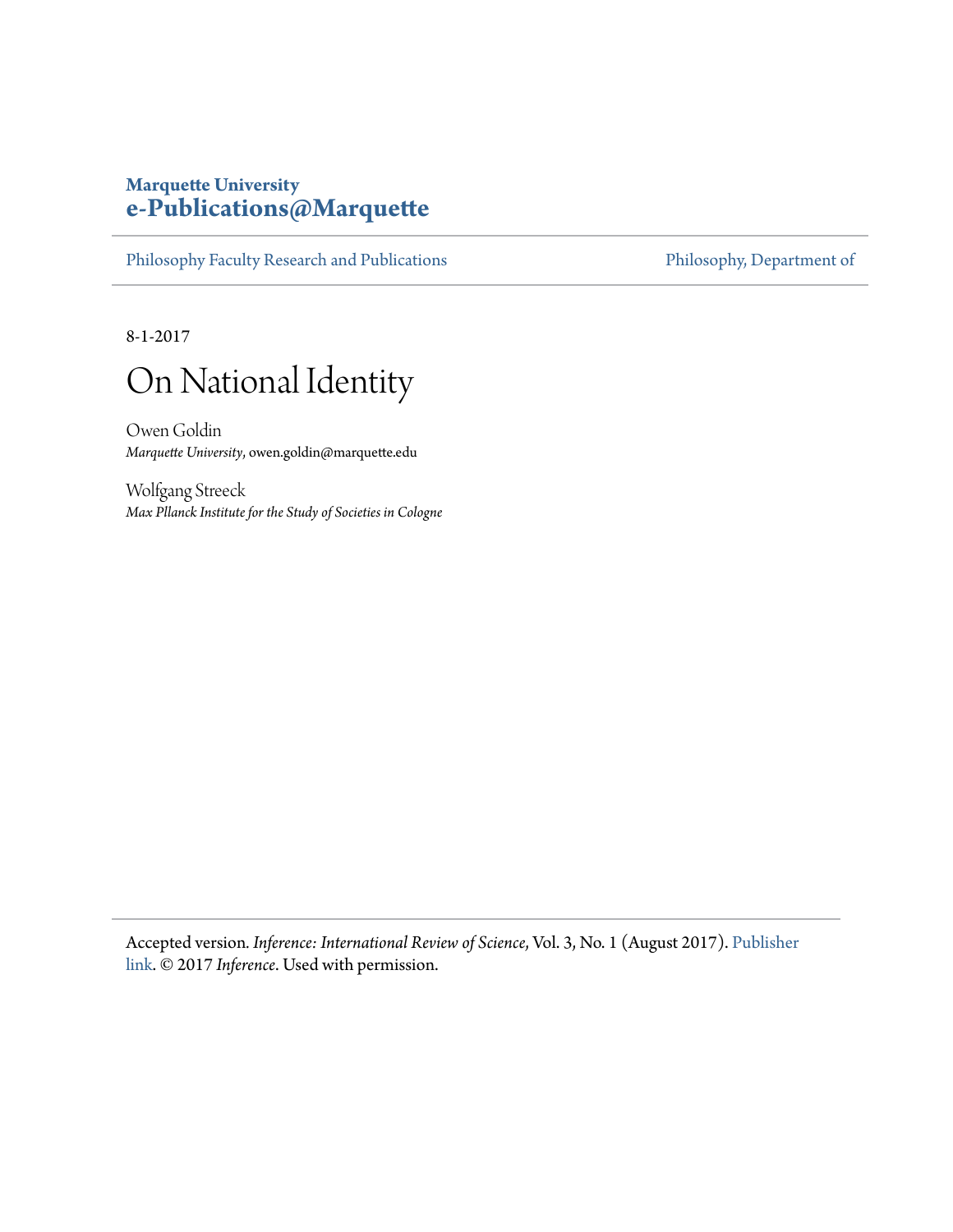**Marquette University**
**e-Publications@Marquette**

Philosophy Faculty Research and Publications | Philosophy, Department of

8-1-2017

# On National Identity

Owen Goldin
*Marquette University*, owen.goldin@marquette.edu

Wolfgang Streeck
*Max Pllanck Institute for the Study of Societies in Cologne*

Accepted version. *Inference: International Review of Science*, Vol. 3, No. 1 (August 2017). Publisher link. © 2017 *Inference*. Used with permission.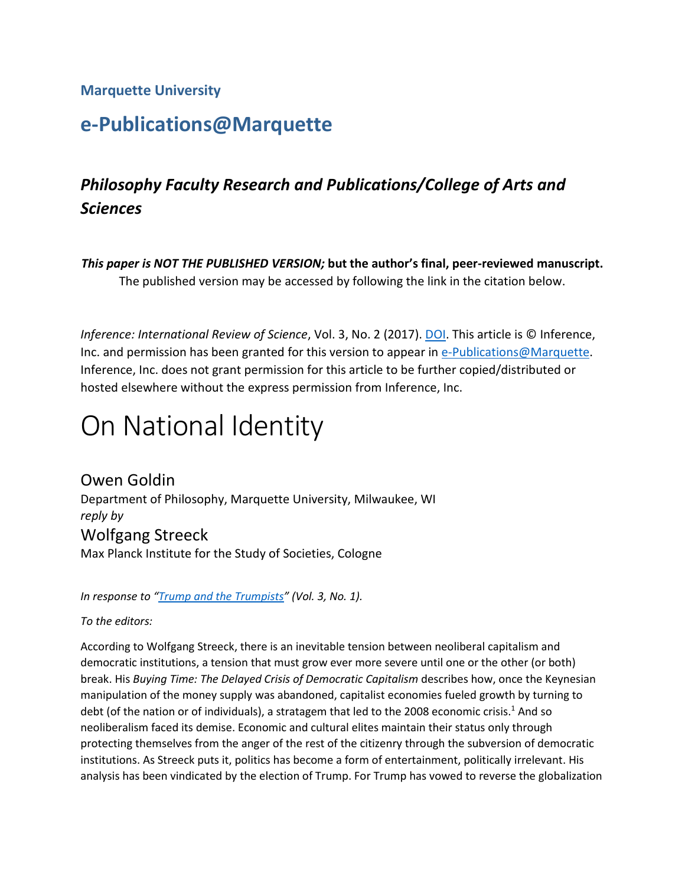Marquette University

# e-Publications@Marquette

## *Philosophy Faculty Research and Publications/College of Arts and Sciences*

***This paper is NOT THE PUBLISHED VERSION;*** **but the author's final, peer-reviewed manuscript.** The published version may be accessed by following the link in the citation below.

*Inference: International Review of Science*, Vol. 3, No. 2 (2017). DOI. This article is © Inference, Inc. and permission has been granted for this version to appear in e-Publications@Marquette. Inference, Inc. does not grant permission for this article to be further copied/distributed or hosted elsewhere without the express permission from Inference, Inc.

# On National Identity

Owen Goldin
Department of Philosophy, Marquette University, Milwaukee, WI
*reply by*
Wolfgang Streeck
Max Planck Institute for the Study of Societies, Cologne

*In response to "Trump and the Trumpists" (Vol. 3, No. 1).*

*To the editors:*

According to Wolfgang Streeck, there is an inevitable tension between neoliberal capitalism and democratic institutions, a tension that must grow ever more severe until one or the other (or both) break. His *Buying Time: The Delayed Crisis of Democratic Capitalism* describes how, once the Keynesian manipulation of the money supply was abandoned, capitalist economies fueled growth by turning to debt (of the nation or of individuals), a stratagem that led to the 2008 economic crisis.[1] And so neoliberalism faced its demise. Economic and cultural elites maintain their status only through protecting themselves from the anger of the rest of the citizenry through the subversion of democratic institutions. As Streeck puts it, politics has become a form of entertainment, politically irrelevant. His analysis has been vindicated by the election of Trump. For Trump has vowed to reverse the globalization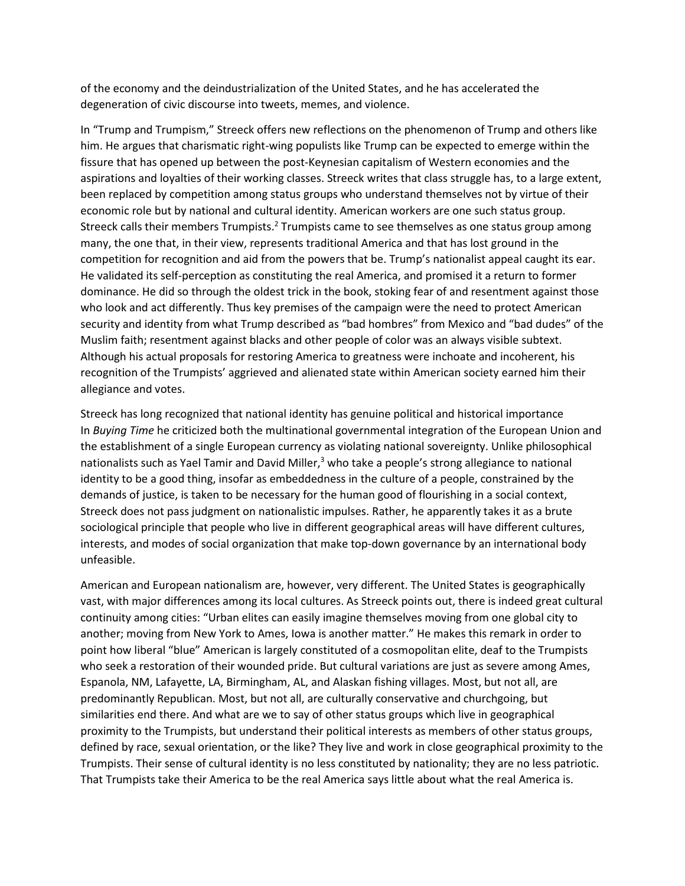of the economy and the deindustrialization of the United States, and he has accelerated the degeneration of civic discourse into tweets, memes, and violence.

In "Trump and Trumpism," Streeck offers new reflections on the phenomenon of Trump and others like him. He argues that charismatic right-wing populists like Trump can be expected to emerge within the fissure that has opened up between the post-Keynesian capitalism of Western economies and the aspirations and loyalties of their working classes. Streeck writes that class struggle has, to a large extent, been replaced by competition among status groups who understand themselves not by virtue of their economic role but by national and cultural identity. American workers are one such status group. Streeck calls their members Trumpists.[2] Trumpists came to see themselves as one status group among many, the one that, in their view, represents traditional America and that has lost ground in the competition for recognition and aid from the powers that be. Trump's nationalist appeal caught its ear. He validated its self-perception as constituting the real America, and promised it a return to former dominance. He did so through the oldest trick in the book, stoking fear of and resentment against those who look and act differently. Thus key premises of the campaign were the need to protect American security and identity from what Trump described as "bad hombres" from Mexico and "bad dudes" of the Muslim faith; resentment against blacks and other people of color was an always visible subtext. Although his actual proposals for restoring America to greatness were inchoate and incoherent, his recognition of the Trumpists' aggrieved and alienated state within American society earned him their allegiance and votes.

Streeck has long recognized that national identity has genuine political and historical importance In *Buying Time* he criticized both the multinational governmental integration of the European Union and the establishment of a single European currency as violating national sovereignty. Unlike philosophical nationalists such as Yael Tamir and David Miller,[3] who take a people's strong allegiance to national identity to be a good thing, insofar as embeddedness in the culture of a people, constrained by the demands of justice, is taken to be necessary for the human good of flourishing in a social context, Streeck does not pass judgment on nationalistic impulses. Rather, he apparently takes it as a brute sociological principle that people who live in different geographical areas will have different cultures, interests, and modes of social organization that make top-down governance by an international body unfeasible.

American and European nationalism are, however, very different. The United States is geographically vast, with major differences among its local cultures. As Streeck points out, there is indeed great cultural continuity among cities: "Urban elites can easily imagine themselves moving from one global city to another; moving from New York to Ames, Iowa is another matter." He makes this remark in order to point how liberal "blue" American is largely constituted of a cosmopolitan elite, deaf to the Trumpists who seek a restoration of their wounded pride. But cultural variations are just as severe among Ames, Espanola, NM, Lafayette, LA, Birmingham, AL, and Alaskan fishing villages. Most, but not all, are predominantly Republican. Most, but not all, are culturally conservative and churchgoing, but similarities end there. And what are we to say of other status groups which live in geographical proximity to the Trumpists, but understand their political interests as members of other status groups, defined by race, sexual orientation, or the like? They live and work in close geographical proximity to the Trumpists. Their sense of cultural identity is no less constituted by nationality; they are no less patriotic. That Trumpists take their America to be the real America says little about what the real America is.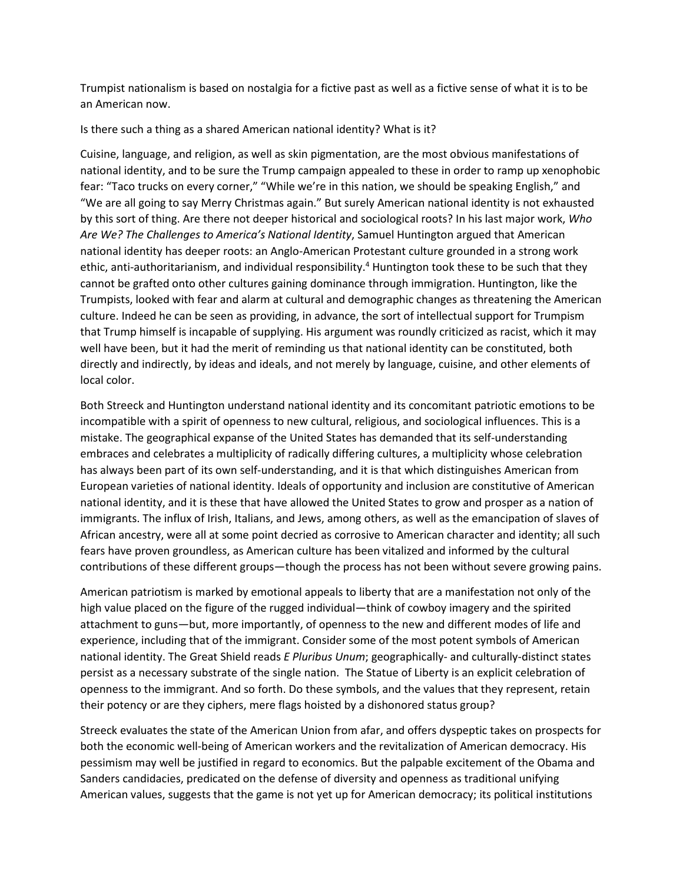Trumpist nationalism is based on nostalgia for a fictive past as well as a fictive sense of what it is to be an American now.

Is there such a thing as a shared American national identity? What is it?

Cuisine, language, and religion, as well as skin pigmentation, are the most obvious manifestations of national identity, and to be sure the Trump campaign appealed to these in order to ramp up xenophobic fear: "Taco trucks on every corner," "While we're in this nation, we should be speaking English," and "We are all going to say Merry Christmas again." But surely American national identity is not exhausted by this sort of thing. Are there not deeper historical and sociological roots? In his last major work, *Who Are We? The Challenges to America's National Identity*, Samuel Huntington argued that American national identity has deeper roots: an Anglo-American Protestant culture grounded in a strong work ethic, anti-authoritarianism, and individual responsibility.[4] Huntington took these to be such that they cannot be grafted onto other cultures gaining dominance through immigration. Huntington, like the Trumpists, looked with fear and alarm at cultural and demographic changes as threatening the American culture. Indeed he can be seen as providing, in advance, the sort of intellectual support for Trumpism that Trump himself is incapable of supplying. His argument was roundly criticized as racist, which it may well have been, but it had the merit of reminding us that national identity can be constituted, both directly and indirectly, by ideas and ideals, and not merely by language, cuisine, and other elements of local color.

Both Streeck and Huntington understand national identity and its concomitant patriotic emotions to be incompatible with a spirit of openness to new cultural, religious, and sociological influences. This is a mistake. The geographical expanse of the United States has demanded that its self-understanding embraces and celebrates a multiplicity of radically differing cultures, a multiplicity whose celebration has always been part of its own self-understanding, and it is that which distinguishes American from European varieties of national identity. Ideals of opportunity and inclusion are constitutive of American national identity, and it is these that have allowed the United States to grow and prosper as a nation of immigrants. The influx of Irish, Italians, and Jews, among others, as well as the emancipation of slaves of African ancestry, were all at some point decried as corrosive to American character and identity; all such fears have proven groundless, as American culture has been vitalized and informed by the cultural contributions of these different groups—though the process has not been without severe growing pains.

American patriotism is marked by emotional appeals to liberty that are a manifestation not only of the high value placed on the figure of the rugged individual—think of cowboy imagery and the spirited attachment to guns—but, more importantly, of openness to the new and different modes of life and experience, including that of the immigrant. Consider some of the most potent symbols of American national identity. The Great Shield reads *E Pluribus Unum*; geographically- and culturally-distinct states persist as a necessary substrate of the single nation. The Statue of Liberty is an explicit celebration of openness to the immigrant. And so forth. Do these symbols, and the values that they represent, retain their potency or are they ciphers, mere flags hoisted by a dishonored status group?

Streeck evaluates the state of the American Union from afar, and offers dyspeptic takes on prospects for both the economic well-being of American workers and the revitalization of American democracy. His pessimism may well be justified in regard to economics. But the palpable excitement of the Obama and Sanders candidacies, predicated on the defense of diversity and openness as traditional unifying American values, suggests that the game is not yet up for American democracy; its political institutions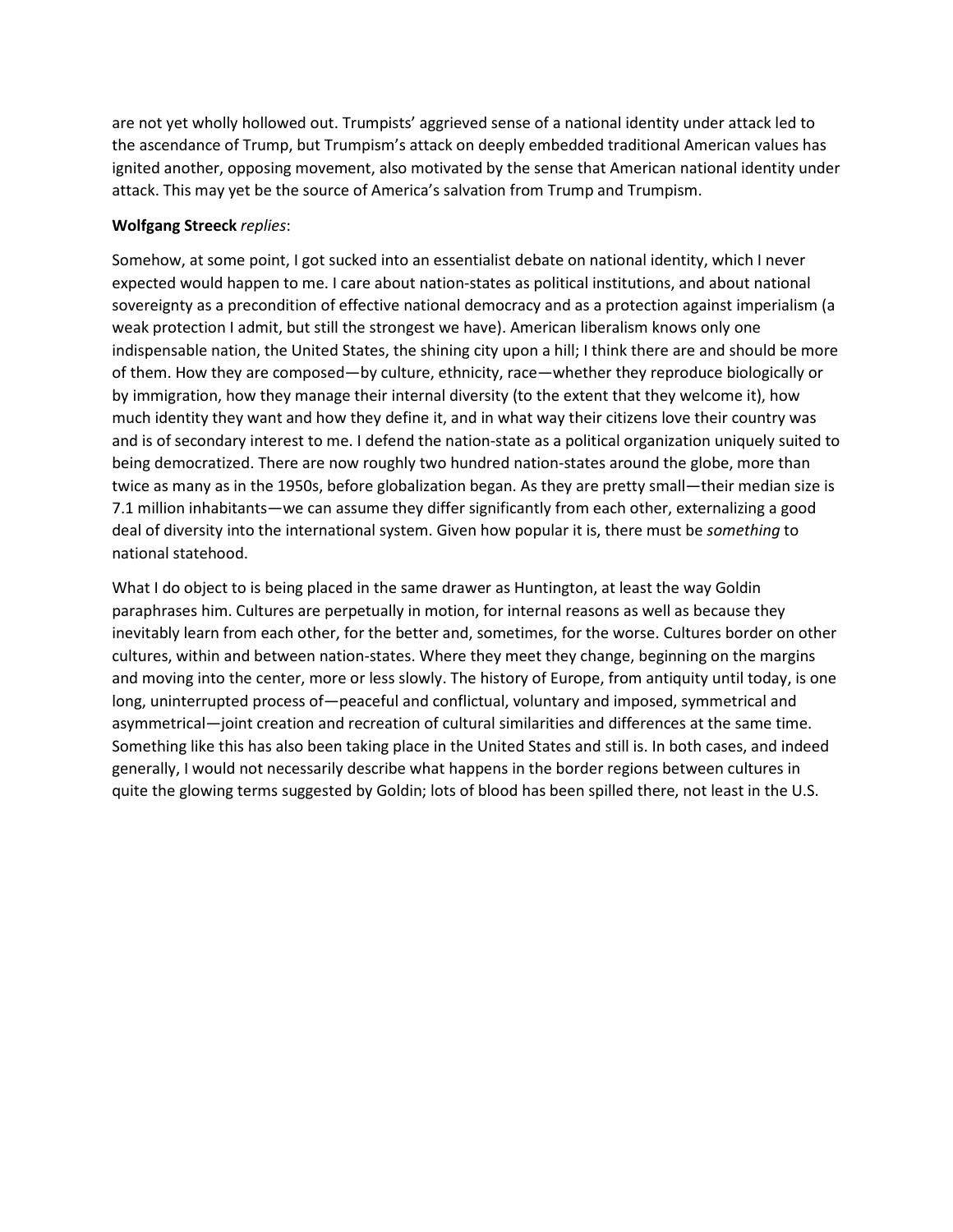are not yet wholly hollowed out. Trumpists' aggrieved sense of a national identity under attack led to the ascendance of Trump, but Trumpism's attack on deeply embedded traditional American values has ignited another, opposing movement, also motivated by the sense that American national identity under attack. This may yet be the source of America's salvation from Trump and Trumpism.

**Wolfgang Streeck** *replies*:

Somehow, at some point, I got sucked into an essentialist debate on national identity, which I never expected would happen to me. I care about nation-states as political institutions, and about national sovereignty as a precondition of effective national democracy and as a protection against imperialism (a weak protection I admit, but still the strongest we have). American liberalism knows only one indispensable nation, the United States, the shining city upon a hill; I think there are and should be more of them. How they are composed—by culture, ethnicity, race—whether they reproduce biologically or by immigration, how they manage their internal diversity (to the extent that they welcome it), how much identity they want and how they define it, and in what way their citizens love their country was and is of secondary interest to me. I defend the nation-state as a political organization uniquely suited to being democratized. There are now roughly two hundred nation-states around the globe, more than twice as many as in the 1950s, before globalization began. As they are pretty small—their median size is 7.1 million inhabitants—we can assume they differ significantly from each other, externalizing a good deal of diversity into the international system. Given how popular it is, there must be *something* to national statehood.

What I do object to is being placed in the same drawer as Huntington, at least the way Goldin paraphrases him. Cultures are perpetually in motion, for internal reasons as well as because they inevitably learn from each other, for the better and, sometimes, for the worse. Cultures border on other cultures, within and between nation-states. Where they meet they change, beginning on the margins and moving into the center, more or less slowly. The history of Europe, from antiquity until today, is one long, uninterrupted process of—peaceful and conflictual, voluntary and imposed, symmetrical and asymmetrical—joint creation and recreation of cultural similarities and differences at the same time. Something like this has also been taking place in the United States and still is. In both cases, and indeed generally, I would not necessarily describe what happens in the border regions between cultures in quite the glowing terms suggested by Goldin; lots of blood has been spilled there, not least in the U.S.